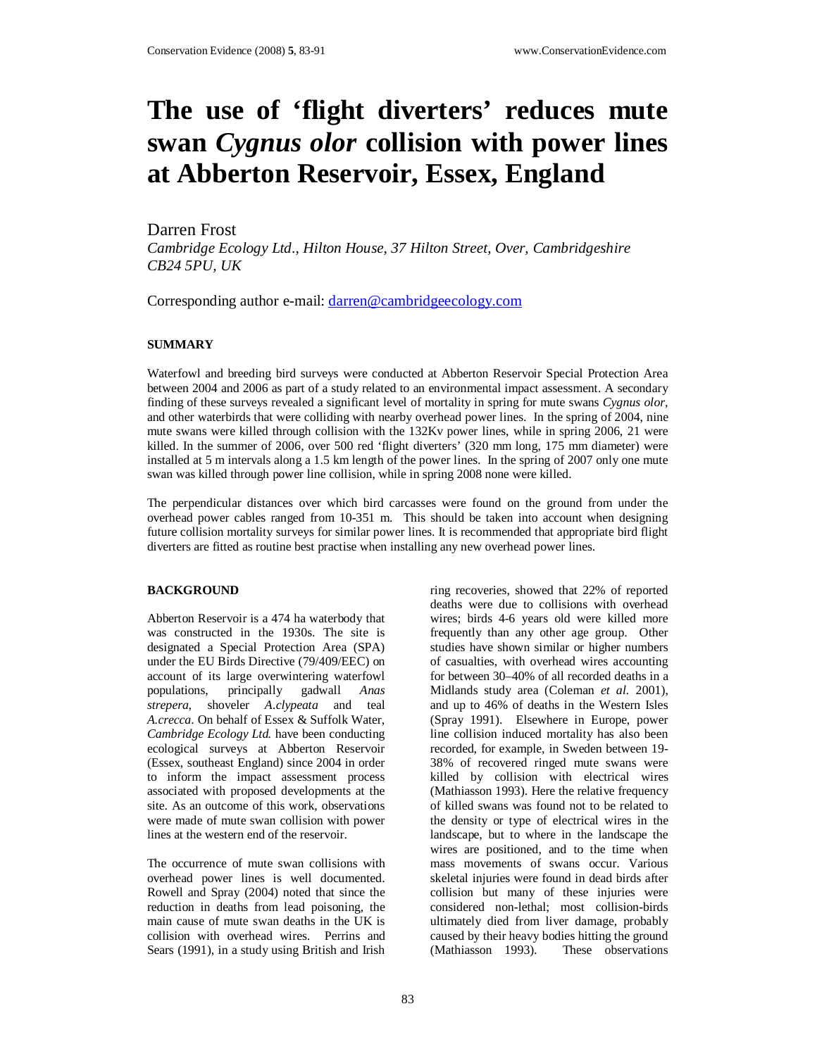# The use of 'flight diverters' reduces mute swan *Cygnus olor* collision with power lines at Abberton Reservoir, Essex, England

Darren Frost

*Cambridge Ecology Ltd., Hilton House, 37 Hilton Street, Over, Cambridgeshire CB24 5PU, UK*

Corresponding author e-mail: darren@cambridgeecology.com

## SUMMARY

Waterfowl and breeding bird surveys were conducted at Abberton Reservoir Special Protection Area between 2004 and 2006 as part of a study related to an environmental impact assessment. A secondary finding of these surveys revealed a significant level of mortality in spring for mute swans *Cygnus olor*, and other waterbirds that were colliding with nearby overhead power lines. In the spring of 2004, nine mute swans were killed through collision with the 132Kv power lines, while in spring 2006, 21 were killed. In the summer of 2006, over 500 red 'flight diverters' (320 mm long, 175 mm diameter) were installed at 5 m intervals along a 1.5 km length of the power lines. In the spring of 2007 only one mute swan was killed through power line collision, while in spring 2008 none were killed.

The perpendicular distances over which bird carcasses were found on the ground from under the overhead power cables ranged from 10-351 m. This should be taken into account when designing future collision mortality surveys for similar power lines. It is recommended that appropriate bird flight diverters are fitted as routine best practise when installing any new overhead power lines.

## BACKGROUND

Abberton Reservoir is a 474 ha waterbody that was constructed in the 1930s. The site is designated a Special Protection Area (SPA) under the EU Birds Directive (79/409/EEC) on account of its large overwintering waterfowl populations, principally gadwall *Anas strepera*, shoveler *A.clypeata* and teal *A.crecca*. On behalf of Essex & Suffolk Water, *Cambridge Ecology Ltd*. have been conducting ecological surveys at Abberton Reservoir (Essex, southeast England) since 2004 in order to inform the impact assessment process associated with proposed developments at the site. As an outcome of this work, observations were made of mute swan collision with power lines at the western end of the reservoir.

The occurrence of mute swan collisions with overhead power lines is well documented. Rowell and Spray (2004) noted that since the reduction in deaths from lead poisoning, the main cause of mute swan deaths in the UK is collision with overhead wires. Perrins and Sears (1991), in a study using British and Irish ring recoveries, showed that 22% of reported deaths were due to collisions with overhead wires; birds 4-6 years old were killed more frequently than any other age group. Other studies have shown similar or higher numbers of casualties, with overhead wires accounting for between 30–40% of all recorded deaths in a Midlands study area (Coleman *et al.* 2001), and up to 46% of deaths in the Western Isles (Spray 1991). Elsewhere in Europe, power line collision induced mortality has also been recorded, for example, in Sweden between 19-38% of recovered ringed mute swans were killed by collision with electrical wires (Mathiasson 1993). Here the relative frequency of killed swans was found not to be related to the density or type of electrical wires in the landscape, but to where in the landscape the wires are positioned, and to the time when mass movements of swans occur. Various skeletal injuries were found in dead birds after collision but many of these injuries were considered non-lethal; most collision-birds ultimately died from liver damage, probably caused by their heavy bodies hitting the ground (Mathiasson 1993). These observations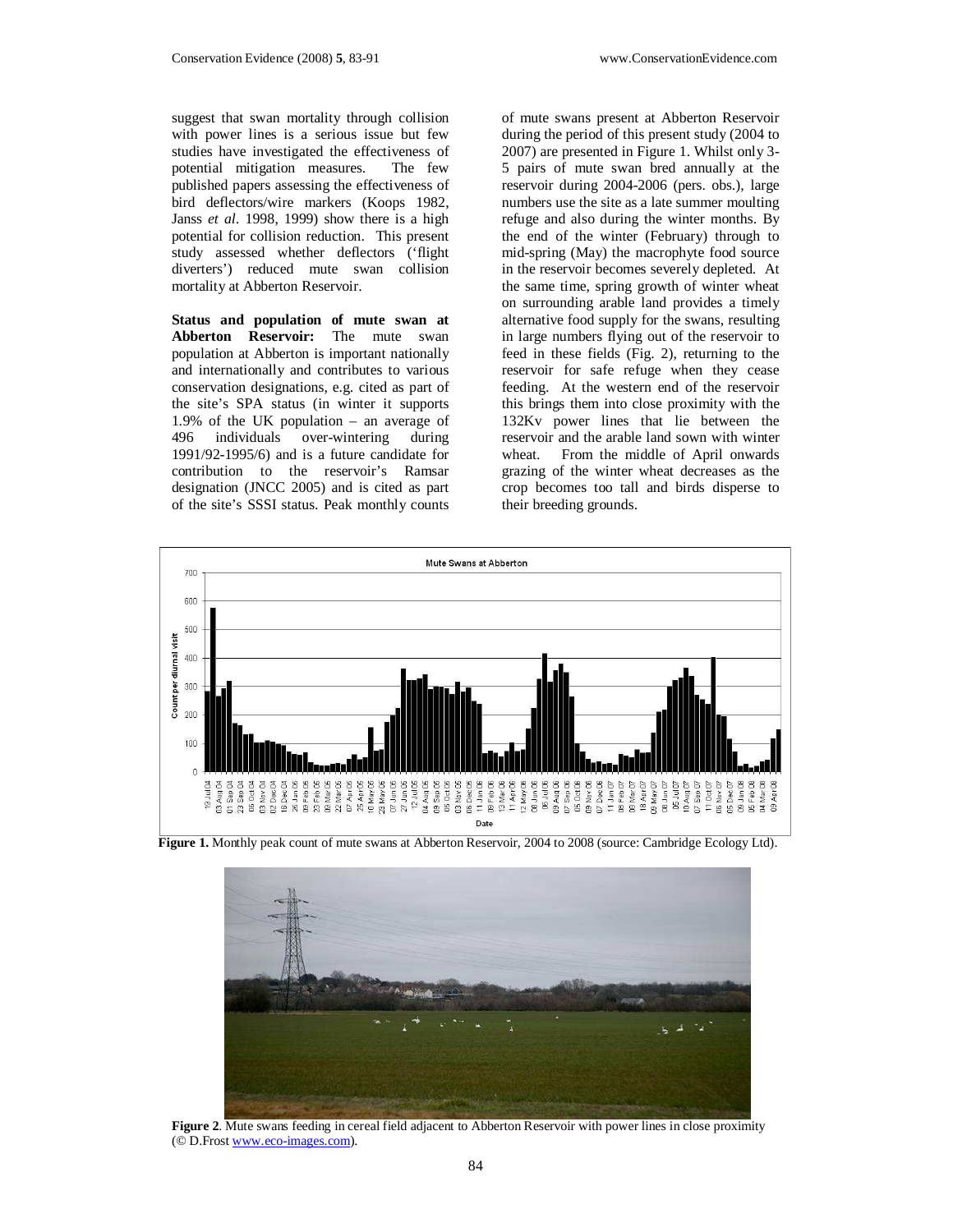suggest that swan mortality through collision with power lines is a serious issue but few studies have investigated the effectiveness of potential mitigation measures. The few published papers assessing the effectiveness of bird deflectors/wire markers (Koops 1982, Janss *et al*. 1998, 1999) show there is a high potential for collision reduction. This present study assessed whether deflectors ('flight diverters') reduced mute swan collision mortality at Abberton Reservoir.

**Status and population of mute swan at Abberton Reservoir:** The mute swan population at Abberton is important nationally and internationally and contributes to various conservation designations, e.g. cited as part of the site's SPA status (in winter it supports 1.9% of the UK population – an average of 496 individuals over-wintering during 1991/92-1995/6) and is a future candidate for contribution to the reservoir's Ramsar designation (JNCC 2005) and is cited as part of the site's SSSI status. Peak monthly counts of mute swans present at Abberton Reservoir during the period of this present study (2004 to 2007) are presented in Figure 1. Whilst only 3-5 pairs of mute swan bred annually at the reservoir during 2004-2006 (pers. obs.), large numbers use the site as a late summer moulting refuge and also during the winter months. By the end of the winter (February) through to mid-spring (May) the macrophyte food source in the reservoir becomes severely depleted. At the same time, spring growth of winter wheat on surrounding arable land provides a timely alternative food supply for the swans, resulting in large numbers flying out of the reservoir to feed in these fields (Fig. 2), returning to the reservoir for safe refuge when they cease feeding. At the western end of the reservoir this brings them into close proximity with the 132Kv power lines that lie between the reservoir and the arable land sown with winter wheat. From the middle of April onwards grazing of the winter wheat decreases as the crop becomes too tall and birds disperse to their breeding grounds.

**Figure 1.** Monthly peak count of mute swans at Abberton Reservoir, 2004 to 2008 (source: Cambridge Ecology Ltd).

**Figure 2**. Mute swans feeding in cereal field adjacent to Abberton Reservoir with power lines in close proximity (© D.Frost www.eco-images.com).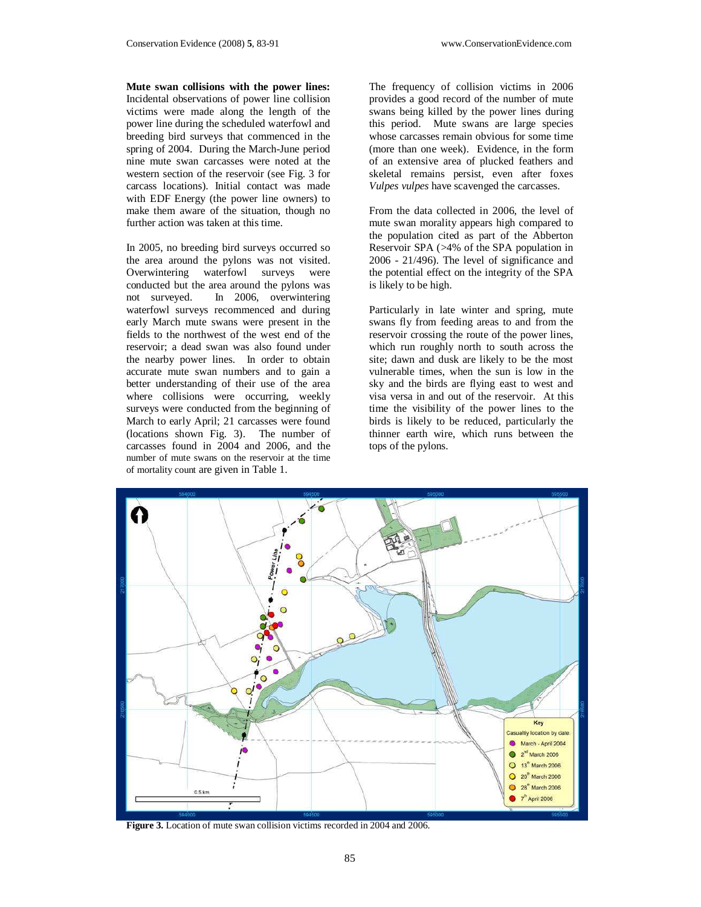**Mute swan collisions with the power lines:** Incidental observations of power line collision victims were made along the length of the power line during the scheduled waterfowl and breeding bird surveys that commenced in the spring of 2004. During the March-June period nine mute swan carcasses were noted at the western section of the reservoir (see Fig. 3 for carcass locations). Initial contact was made with EDF Energy (the power line owners) to make them aware of the situation, though no further action was taken at this time.

In 2005, no breeding bird surveys occurred so the area around the pylons was not visited. Overwintering waterfowl surveys were conducted but the area around the pylons was not surveyed. In 2006, overwintering waterfowl surveys recommenced and during early March mute swans were present in the fields to the northwest of the west end of the reservoir; a dead swan was also found under the nearby power lines. In order to obtain accurate mute swan numbers and to gain a better understanding of their use of the area where collisions were occurring, weekly surveys were conducted from the beginning of March to early April; 21 carcasses were found (locations shown Fig. 3). The number of carcasses found in 2004 and 2006, and the number of mute swans on the reservoir at the time of mortality count are given in Table 1.

The frequency of collision victims in 2006 provides a good record of the number of mute swans being killed by the power lines during this period. Mute swans are large species whose carcasses remain obvious for some time (more than one week). Evidence, in the form of an extensive area of plucked feathers and skeletal remains persist, even after foxes *Vulpes vulpes* have scavenged the carcasses.

From the data collected in 2006, the level of mute swan morality appears high compared to the population cited as part of the Abberton Reservoir SPA (>4% of the SPA population in 2006 - 21/496). The level of significance and the potential effect on the integrity of the SPA is likely to be high.

Particularly in late winter and spring, mute swans fly from feeding areas to and from the reservoir crossing the route of the power lines, which run roughly north to south across the site; dawn and dusk are likely to be the most vulnerable times, when the sun is low in the sky and the birds are flying east to west and visa versa in and out of the reservoir. At this time the visibility of the power lines to the birds is likely to be reduced, particularly the thinner earth wire, which runs between the tops of the pylons.

**Figure 3.** Location of mute swan collision victims recorded in 2004 and 2006.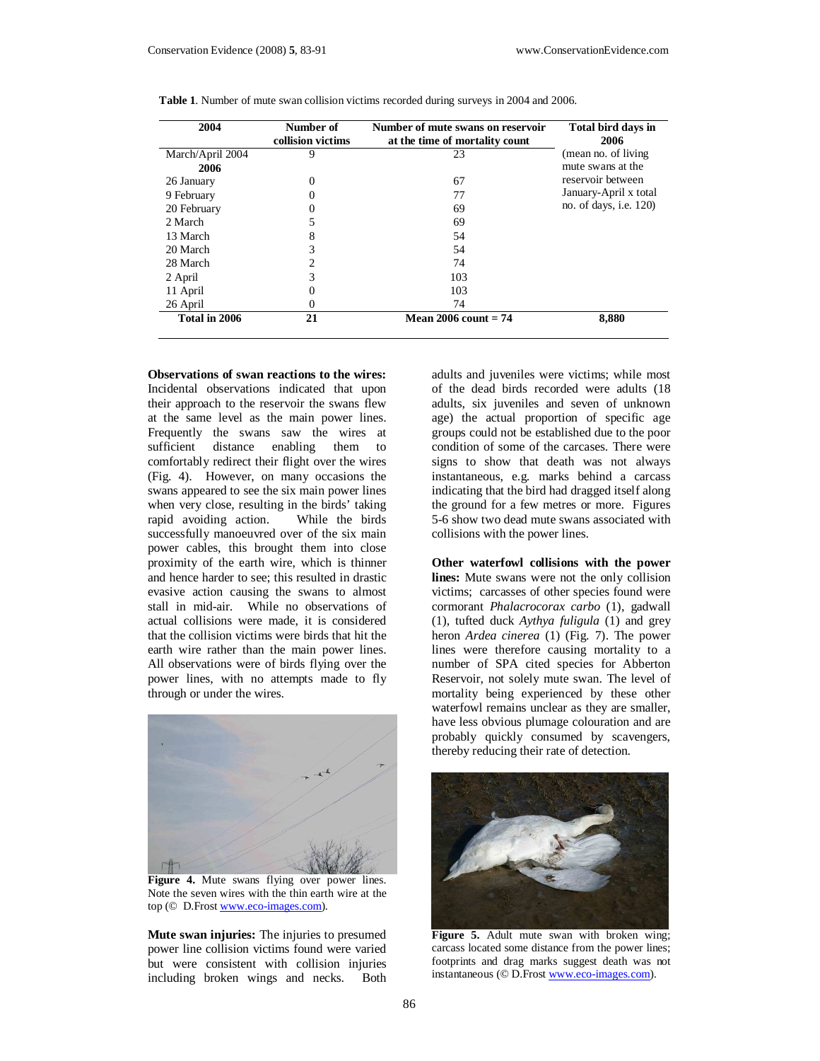**Table 1**. Number of mute swan collision victims recorded during surveys in 2004 and 2006.

| 2004 | Number of collision victims | Number of mute swans on reservoir at the time of mortality count | Total bird days in 2006 |
|---|---|---|---|
| March/April 2004 | 9 | 23 | (mean no. of living mute swans at the reservoir between January-April x total no. of days, i.e. 120) |
| **2006** | | | |
| 26 January | 0 | 67 | |
| 9 February | 0 | 77 | |
| 20 February | 0 | 69 | |
| 2 March | 5 | 69 | |
| 13 March | 8 | 54 | |
| 20 March | 3 | 54 | |
| 28 March | 2 | 74 | |
| 2 April | 3 | 103 | |
| 11 April | 0 | 103 | |
| 26 April | 0 | 74 | |
| **Total in 2006** | **21** | **Mean 2006 count = 74** | **8,880** |

**Observations of swan reactions to the wires:** Incidental observations indicated that upon their approach to the reservoir the swans flew at the same level as the main power lines. Frequently the swans saw the wires at sufficient distance enabling them to comfortably redirect their flight over the wires (Fig. 4). However, on many occasions the swans appeared to see the six main power lines when very close, resulting in the birds' taking rapid avoiding action. While the birds successfully manoeuvred over of the six main power cables, this brought them into close proximity of the earth wire, which is thinner and hence harder to see; this resulted in drastic evasive action causing the swans to almost stall in mid-air. While no observations of actual collisions were made, it is considered that the collision victims were birds that hit the earth wire rather than the main power lines. All observations were of birds flying over the power lines, with no attempts made to fly through or under the wires.

**Figure 4.** Mute swans flying over power lines. Note the seven wires with the thin earth wire at the top (© D.Frost www.eco-images.com).

**Mute swan injuries:** The injuries to presumed power line collision victims found were varied but were consistent with collision injuries including broken wings and necks. Both adults and juveniles were victims; while most of the dead birds recorded were adults (18 adults, six juveniles and seven of unknown age) the actual proportion of specific age groups could not be established due to the poor condition of some of the carcases. There were signs to show that death was not always instantaneous, e.g. marks behind a carcass indicating that the bird had dragged itself along the ground for a few metres or more. Figures 5-6 show two dead mute swans associated with collisions with the power lines.

**Other waterfowl collisions with the power lines:** Mute swans were not the only collision victims; carcasses of other species found were cormorant *Phalacrocorax carbo* (1), gadwall (1), tufted duck *Aythya fuligula* (1) and grey heron *Ardea cinerea* (1) (Fig. 7). The power lines were therefore causing mortality to a number of SPA cited species for Abberton Reservoir, not solely mute swan. The level of mortality being experienced by these other waterfowl remains unclear as they are smaller, have less obvious plumage colouration and are probably quickly consumed by scavengers, thereby reducing their rate of detection.

**Figure 5.** Adult mute swan with broken wing; carcass located some distance from the power lines; footprints and drag marks suggest death was not instantaneous (© D.Frost www.eco-images.com).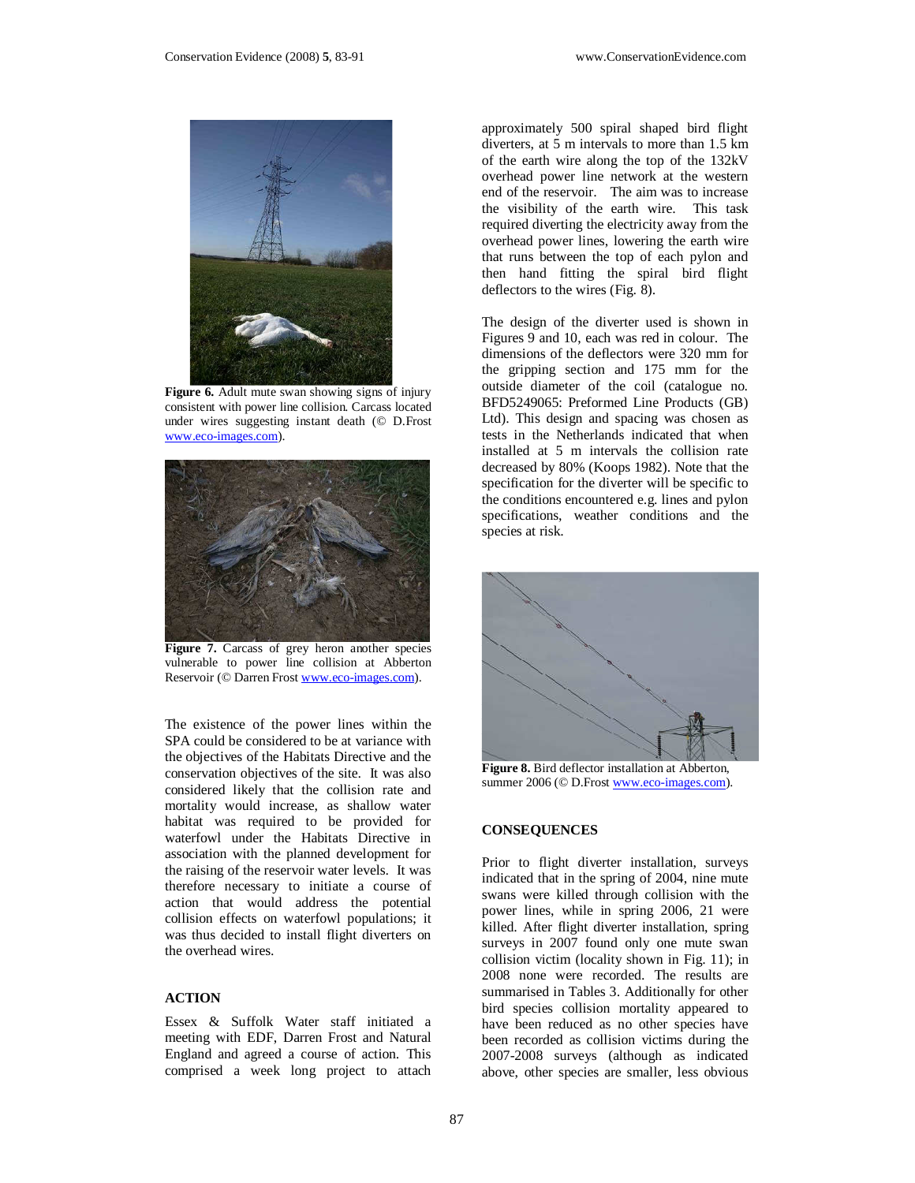**Figure 6.** Adult mute swan showing signs of injury consistent with power line collision. Carcass located under wires suggesting instant death (© D.Frost www.eco-images.com).

**Figure 7.** Carcass of grey heron another species vulnerable to power line collision at Abberton Reservoir (© Darren Frost www.eco-images.com).

The existence of the power lines within the SPA could be considered to be at variance with the objectives of the Habitats Directive and the conservation objectives of the site. It was also considered likely that the collision rate and mortality would increase, as shallow water habitat was required to be provided for waterfowl under the Habitats Directive in association with the planned development for the raising of the reservoir water levels. It was therefore necessary to initiate a course of action that would address the potential collision effects on waterfowl populations; it was thus decided to install flight diverters on the overhead wires.

## ACTION

Essex & Suffolk Water staff initiated a meeting with EDF, Darren Frost and Natural England and agreed a course of action. This comprised a week long project to attach approximately 500 spiral shaped bird flight diverters, at 5 m intervals to more than 1.5 km of the earth wire along the top of the 132kV overhead power line network at the western end of the reservoir. The aim was to increase the visibility of the earth wire. This task required diverting the electricity away from the overhead power lines, lowering the earth wire that runs between the top of each pylon and then hand fitting the spiral bird flight deflectors to the wires (Fig. 8).

The design of the diverter used is shown in Figures 9 and 10, each was red in colour. The dimensions of the deflectors were 320 mm for the gripping section and 175 mm for the outside diameter of the coil (catalogue no. BFD5249065: Preformed Line Products (GB) Ltd). This design and spacing was chosen as tests in the Netherlands indicated that when installed at 5 m intervals the collision rate decreased by 80% (Koops 1982). Note that the specification for the diverter will be specific to the conditions encountered e.g. lines and pylon specifications, weather conditions and the species at risk.

**Figure 8.** Bird deflector installation at Abberton, summer 2006 (© D.Frost www.eco-images.com).

## CONSEQUENCES

Prior to flight diverter installation, surveys indicated that in the spring of 2004, nine mute swans were killed through collision with the power lines, while in spring 2006, 21 were killed. After flight diverter installation, spring surveys in 2007 found only one mute swan collision victim (locality shown in Fig. 11); in 2008 none were recorded. The results are summarised in Tables 3. Additionally for other bird species collision mortality appeared to have been reduced as no other species have been recorded as collision victims during the 2007-2008 surveys (although as indicated above, other species are smaller, less obvious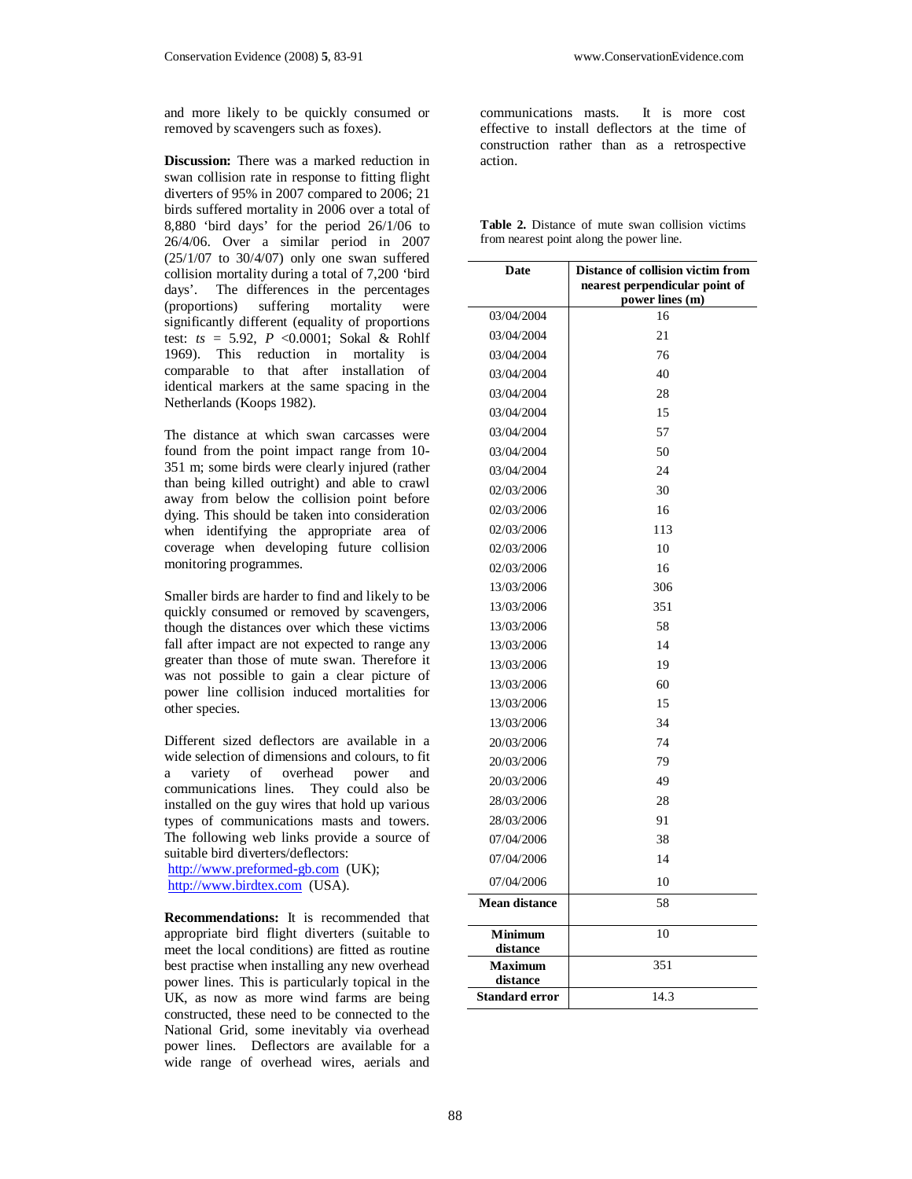and more likely to be quickly consumed or removed by scavengers such as foxes).

**Discussion:** There was a marked reduction in swan collision rate in response to fitting flight diverters of 95% in 2007 compared to 2006; 21 birds suffered mortality in 2006 over a total of 8,880 'bird days' for the period 26/1/06 to 26/4/06. Over a similar period in 2007 (25/1/07 to 30/4/07) only one swan suffered collision mortality during a total of 7,200 'bird days'. The differences in the percentages (proportions) suffering mortality were significantly different (equality of proportions test: $ts = 5.92$, $P < 0.0001$; Sokal & Rohlf 1969). This reduction in mortality is comparable to that after installation of identical markers at the same spacing in the Netherlands (Koops 1982).

The distance at which swan carcasses were found from the point impact range from 10-351 m; some birds were clearly injured (rather than being killed outright) and able to crawl away from below the collision point before dying. This should be taken into consideration when identifying the appropriate area of coverage when developing future collision monitoring programmes.

Smaller birds are harder to find and likely to be quickly consumed or removed by scavengers, though the distances over which these victims fall after impact are not expected to range any greater than those of mute swan. Therefore it was not possible to gain a clear picture of power line collision induced mortalities for other species.

Different sized deflectors are available in a wide selection of dimensions and colours, to fit a variety of overhead power and communications lines. They could also be installed on the guy wires that hold up various types of communications masts and towers. The following web links provide a source of suitable bird diverters/deflectors:
http://www.preformed-gb.com (UK);
http://www.birdtex.com (USA).

**Recommendations:** It is recommended that appropriate bird flight diverters (suitable to meet the local conditions) are fitted as routine best practise when installing any new overhead power lines. This is particularly topical in the UK, as now as more wind farms are being constructed, these need to be connected to the National Grid, some inevitably via overhead power lines. Deflectors are available for a wide range of overhead wires, aerials and communications masts. It is more cost effective to install deflectors at the time of construction rather than as a retrospective action.

**Table 2.** Distance of mute swan collision victims from nearest point along the power line.

| Date | Distance of collision victim from nearest perpendicular point of power lines (m) |
|---|---|
| 03/04/2004 | 16 |
| 03/04/2004 | 21 |
| 03/04/2004 | 76 |
| 03/04/2004 | 40 |
| 03/04/2004 | 28 |
| 03/04/2004 | 15 |
| 03/04/2004 | 57 |
| 03/04/2004 | 50 |
| 03/04/2004 | 24 |
| 02/03/2006 | 30 |
| 02/03/2006 | 16 |
| 02/03/2006 | 113 |
| 02/03/2006 | 10 |
| 02/03/2006 | 16 |
| 13/03/2006 | 306 |
| 13/03/2006 | 351 |
| 13/03/2006 | 58 |
| 13/03/2006 | 14 |
| 13/03/2006 | 19 |
| 13/03/2006 | 60 |
| 13/03/2006 | 15 |
| 13/03/2006 | 34 |
| 20/03/2006 | 74 |
| 20/03/2006 | 79 |
| 20/03/2006 | 49 |
| 28/03/2006 | 28 |
| 28/03/2006 | 91 |
| 07/04/2006 | 38 |
| 07/04/2006 | 14 |
| 07/04/2006 | 10 |
| **Mean distance** | 58 |
| **Minimum distance** | 10 |
| **Maximum distance** | 351 |
| **Standard error** | 14.3 |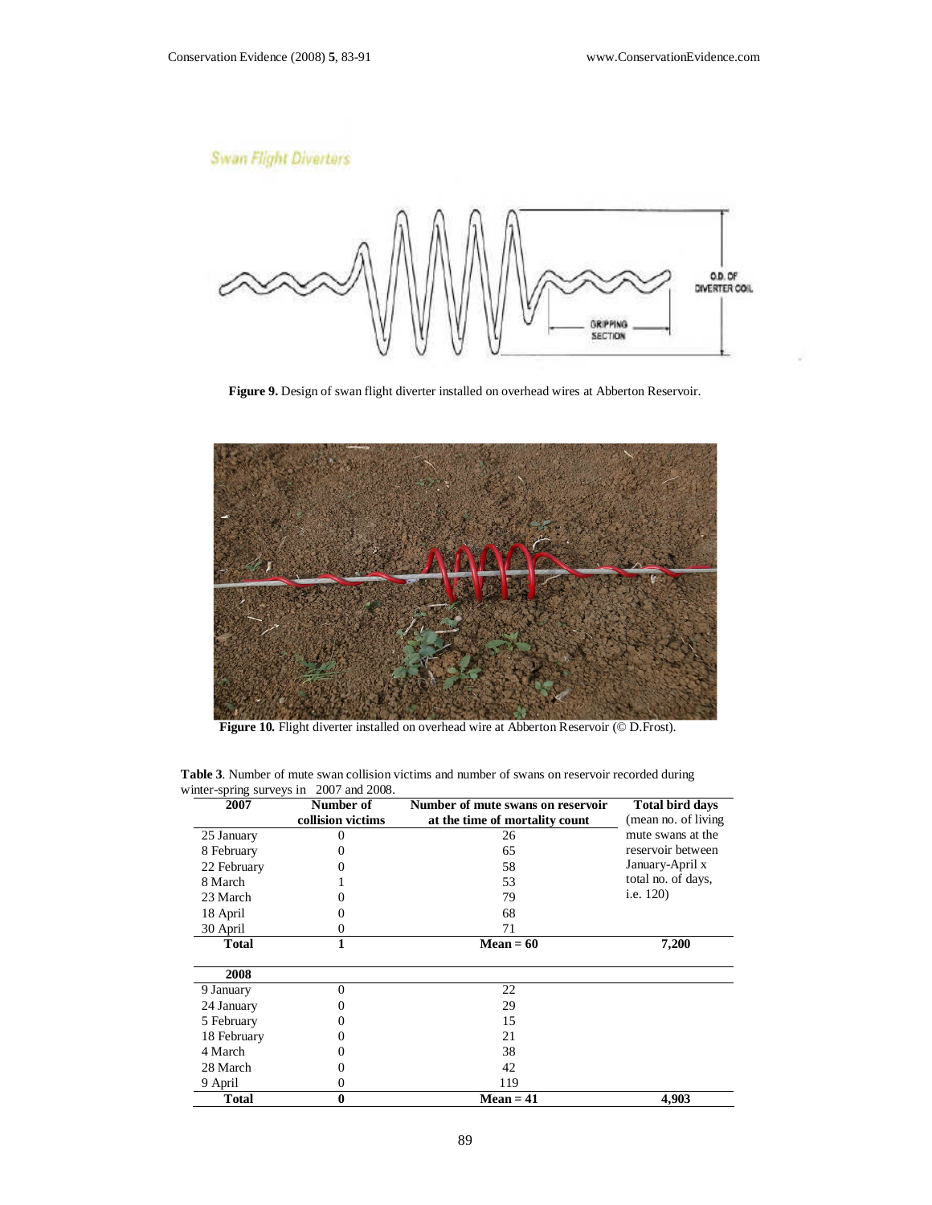Figure 9. Design of swan flight diverter installed on overhead wires at Abberton Reservoir.

Figure 10. Flight diverter installed on overhead wire at Abberton Reservoir (© D.Frost).

**Table 3**. Number of mute swan collision victims and number of swans on reservoir recorded during winter-spring surveys in 2007 and 2008.

| 2007 | Number of collision victims | Number of mute swans on reservoir at the time of mortality count | Total bird days (mean no. of living mute swans at the reservoir between January-April x total no. of days, i.e. 120) |
|---|---|---|---|
| 25 January | 0 | 26 | |
| 8 February | 0 | 65 | |
| 22 February | 0 | 58 | |
| 8 March | 1 | 53 | |
| 23 March | 0 | 79 | |
| 18 April | 0 | 68 | |
| 30 April | 0 | 71 | |
| **Total** | **1** | **Mean = 60** | **7,200** |
| **2008** | | | |
| 9 January | 0 | 22 | |
| 24 January | 0 | 29 | |
| 5 February | 0 | 15 | |
| 18 February | 0 | 21 | |
| 4 March | 0 | 38 | |
| 28 March | 0 | 42 | |
| 9 April | 0 | 119 | |
| **Total** | **0** | **Mean = 41** | **4,903** |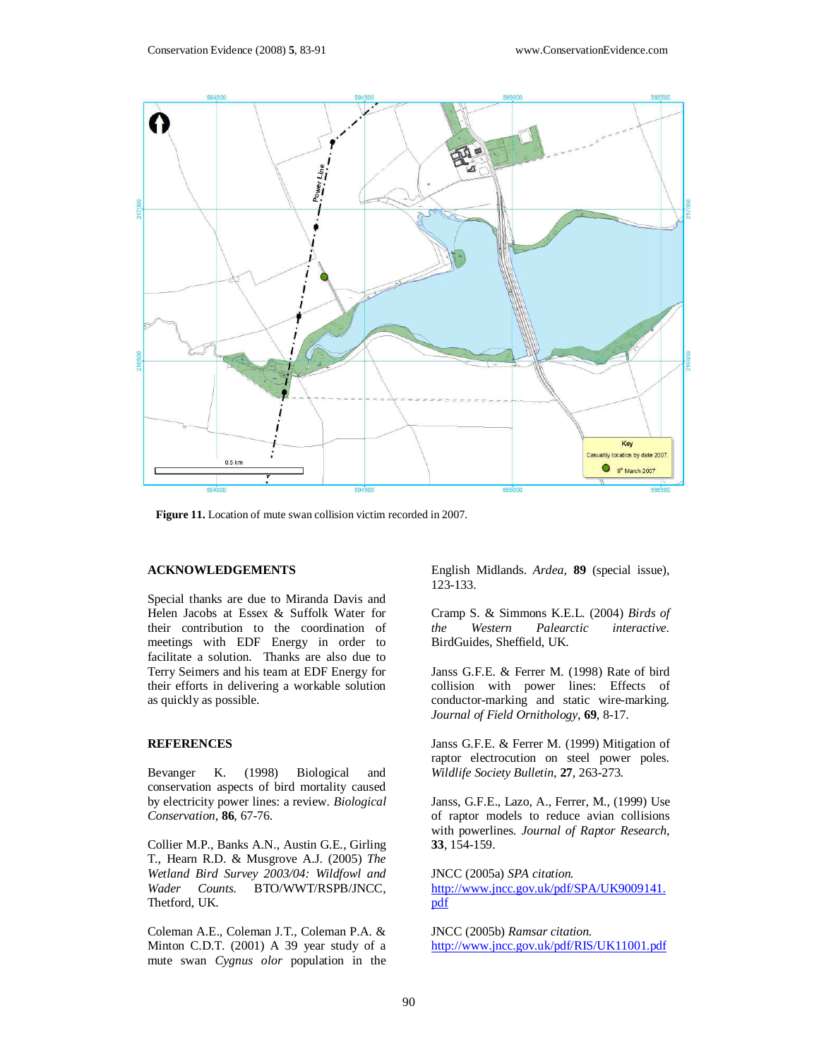Figure 11. Location of mute swan collision victim recorded in 2007.

## ACKNOWLEDGEMENTS

Special thanks are due to Miranda Davis and Helen Jacobs at Essex & Suffolk Water for their contribution to the coordination of meetings with EDF Energy in order to facilitate a solution. Thanks are also due to Terry Seimers and his team at EDF Energy for their efforts in delivering a workable solution as quickly as possible.

## REFERENCES

Bevanger K. (1998) Biological and conservation aspects of bird mortality caused by electricity power lines: a review. *Biological Conservation*, **86**, 67-76.

Collier M.P., Banks A.N., Austin G.E., Girling T., Hearn R.D. & Musgrove A.J. (2005) *The Wetland Bird Survey 2003/04: Wildfowl and Wader Counts.* BTO/WWT/RSPB/JNCC, Thetford, UK.

Coleman A.E., Coleman J.T., Coleman P.A. & Minton C.D.T. (2001) A 39 year study of a mute swan *Cygnus olor* population in the English Midlands. *Ardea*, **89** (special issue), 123-133.

Cramp S. & Simmons K.E.L. (2004) *Birds of the Western Palearctic interactive*. BirdGuides, Sheffield, UK.

Janss G.F.E. & Ferrer M. (1998) Rate of bird collision with power lines: Effects of conductor-marking and static wire-marking. *Journal of Field Ornithology*, **69**, 8-17.

Janss G.F.E. & Ferrer M. (1999) Mitigation of raptor electrocution on steel power poles. *Wildlife Society Bulletin*, **27**, 263-273.

Janss, G.F.E., Lazo, A., Ferrer, M., (1999) Use of raptor models to reduce avian collisions with powerlines. *Journal of Raptor Research*, **33**, 154-159.

JNCC (2005a) *SPA citation.* http://www.jncc.gov.uk/pdf/SPA/UK9009141.pdf

JNCC (2005b) *Ramsar citation.* http://www.jncc.gov.uk/pdf/RIS/UK11001.pdf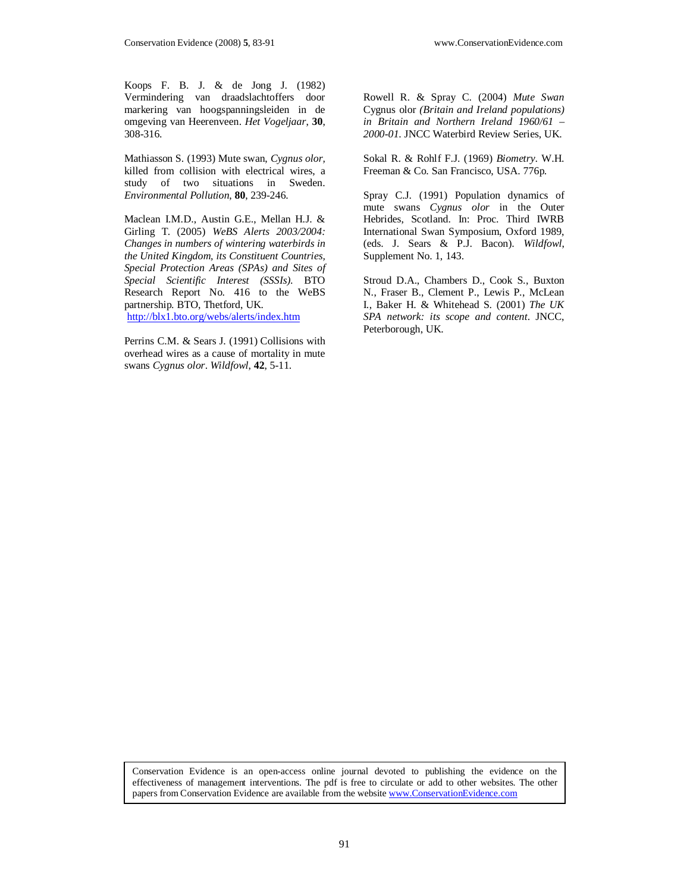Koops F. B. J. & de Jong J. (1982) Vermindering van draadslachtoffers door markering van hoogspanningsleiden in de omgeving van Heerenveen. *Het Vogeljaar*, **30**, 308-316.

Mathiasson S. (1993) Mute swan, *Cygnus olor*, killed from collision with electrical wires, a study of two situations in Sweden. *Environmental Pollution*, **80**, 239-246.

Maclean I.M.D., Austin G.E., Mellan H.J. & Girling T. (2005) *WeBS Alerts 2003/2004: Changes in numbers of wintering waterbirds in the United Kingdom, its Constituent Countries, Special Protection Areas (SPAs) and Sites of Special Scientific Interest (SSSIs).* BTO Research Report No. 416 to the WeBS partnership. BTO, Thetford, UK. http://blx1.bto.org/webs/alerts/index.htm

Perrins C.M. & Sears J. (1991) Collisions with overhead wires as a cause of mortality in mute swans *Cygnus olor*. *Wildfowl*, **42**, 5-11.

Rowell R. & Spray C. (2004) *Mute Swan* Cygnus olor *(Britain and Ireland populations) in Britain and Northern Ireland 1960/61 – 2000-01.* JNCC Waterbird Review Series, UK.

Sokal R. & Rohlf F.J. (1969) *Biometry*. W.H. Freeman & Co. San Francisco, USA. 776p.

Spray C.J. (1991) Population dynamics of mute swans *Cygnus olor* in the Outer Hebrides, Scotland. In: Proc. Third IWRB International Swan Symposium, Oxford 1989, (eds. J. Sears & P.J. Bacon). *Wildfowl*, Supplement No. 1, 143.

Stroud D.A., Chambers D., Cook S., Buxton N., Fraser B., Clement P., Lewis P., McLean I., Baker H. & Whitehead S. (2001) *The UK SPA network: its scope and content*. JNCC, Peterborough, UK.

Conservation Evidence is an open-access online journal devoted to publishing the evidence on the effectiveness of management interventions. The pdf is free to circulate or add to other websites. The other papers from Conservation Evidence are available from the website www.ConservationEvidence.com